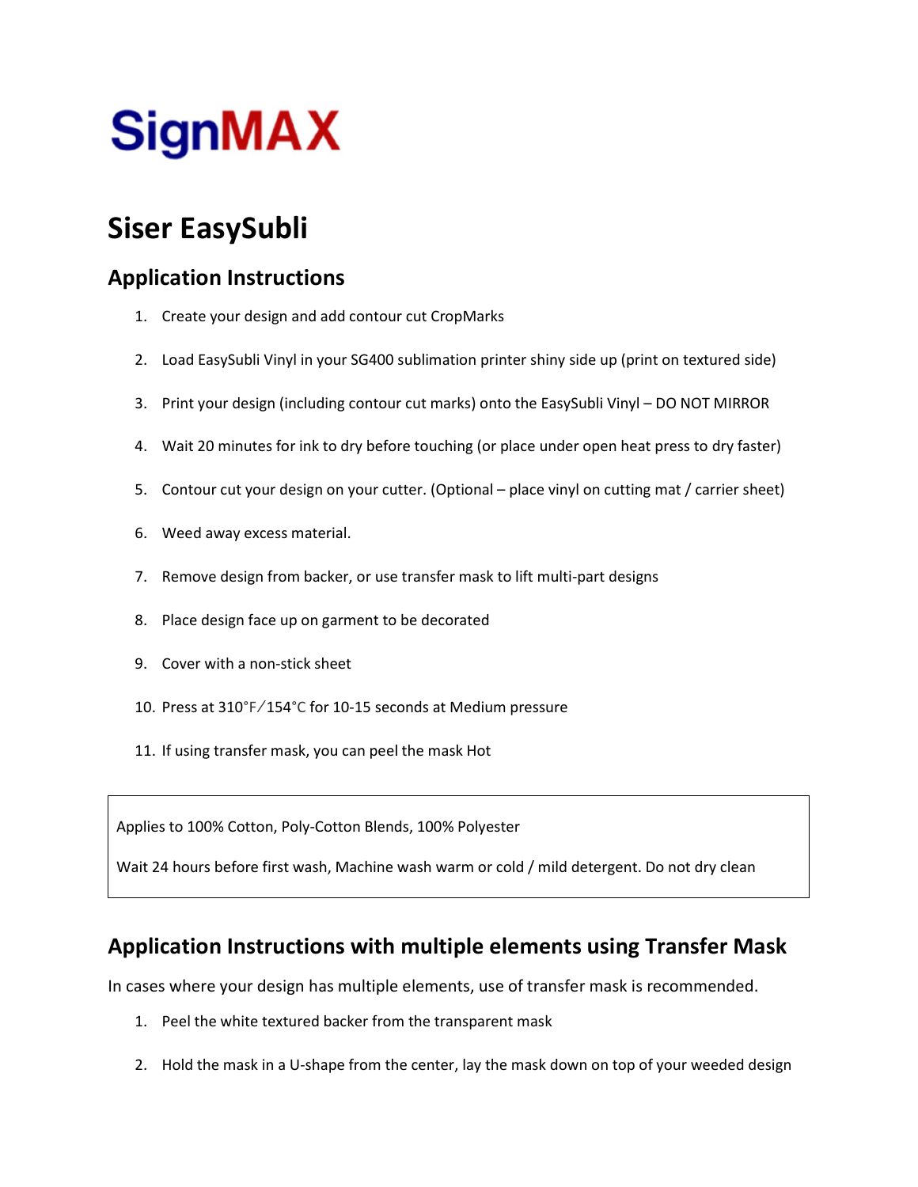SignMAX

# Siser EasySubli

## Application Instructions

1. Create your design and add contour cut CropMarks
2. Load EasySubli Vinyl in your SG400 sublimation printer shiny side up (print on textured side)
3. Print your design (including contour cut marks) onto the EasySubli Vinyl – DO NOT MIRROR
4. Wait 20 minutes for ink to dry before touching (or place under open heat press to dry faster)
5. Contour cut your design on your cutter. (Optional – place vinyl on cutting mat / carrier sheet)
6. Weed away excess material.
7. Remove design from backer, or use transfer mask to lift multi-part designs
8. Place design face up on garment to be decorated
9. Cover with a non-stick sheet
10. Press at 310°F/154°C for 10-15 seconds at Medium pressure
11. If using transfer mask, you can peel the mask Hot

Applies to 100% Cotton, Poly-Cotton Blends, 100% Polyester

Wait 24 hours before first wash, Machine wash warm or cold / mild detergent. Do not dry clean

## Application Instructions with multiple elements using Transfer Mask

In cases where your design has multiple elements, use of transfer mask is recommended.

1. Peel the white textured backer from the transparent mask
2. Hold the mask in a U-shape from the center, lay the mask down on top of your weeded design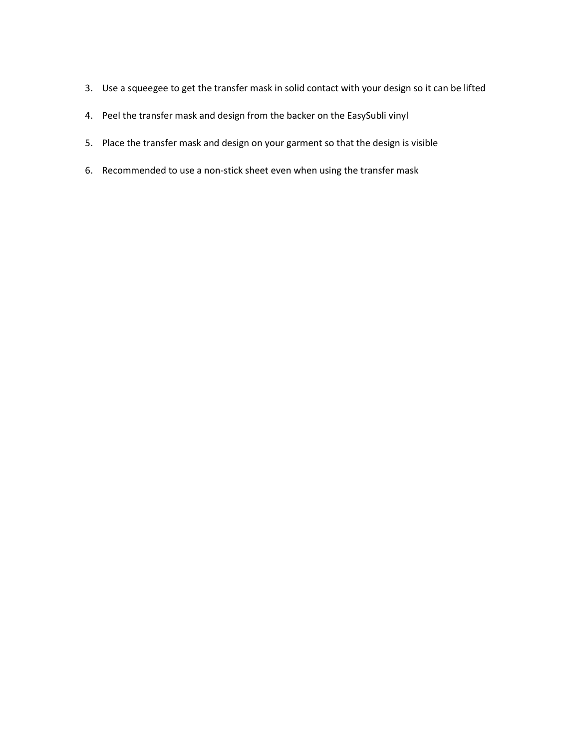3. Use a squeegee to get the transfer mask in solid contact with your design so it can be lifted

4. Peel the transfer mask and design from the backer on the EasySubli vinyl

5. Place the transfer mask and design on your garment so that the design is visible

6. Recommended to use a non-stick sheet even when using the transfer mask